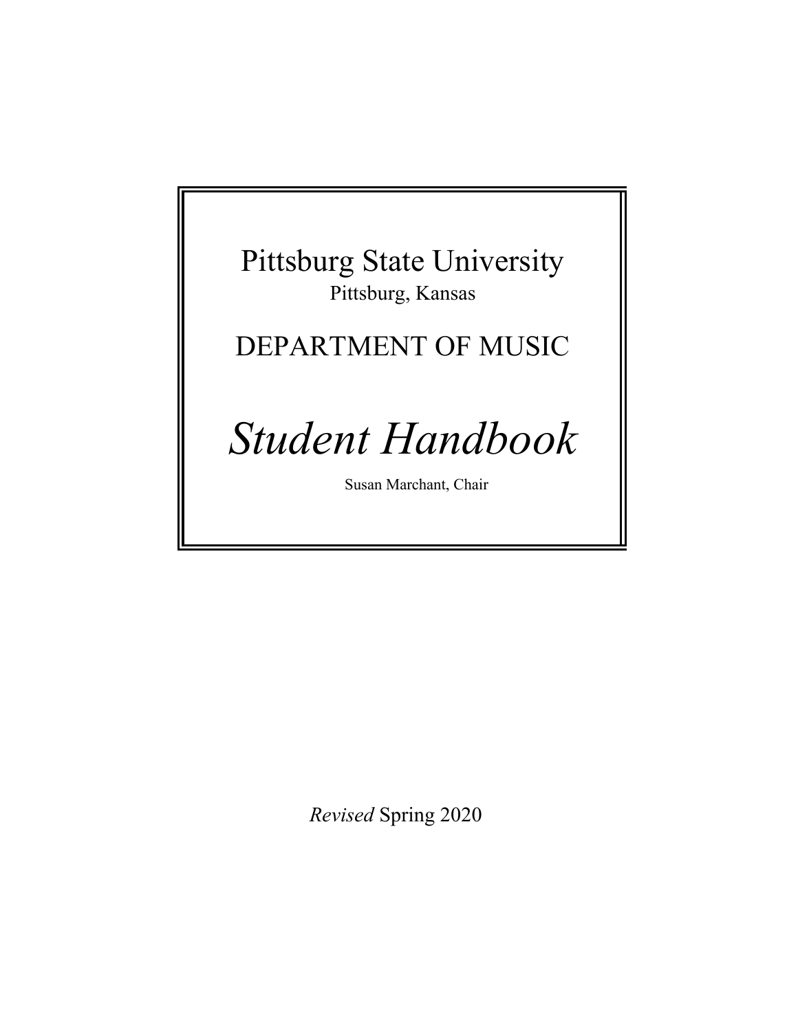# Pittsburg State University

Pittsburg, Kansas

## DEPARTMENT OF MUSIC

# *Student Handbook*

Susan Marchant, Chair

*Revised* Spring 2020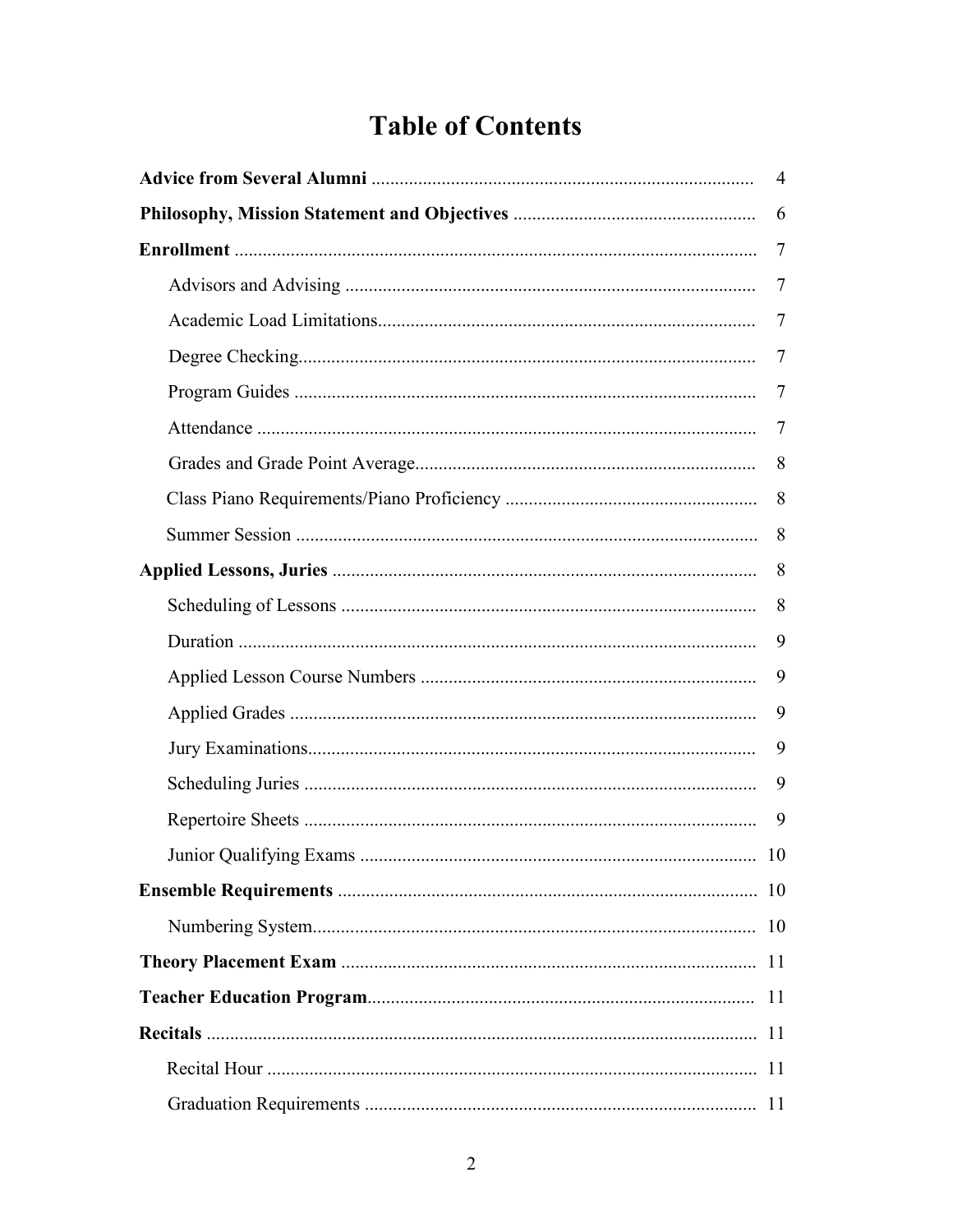# Table of Contents

| | |
|---|---|
| **Advice from Several Alumni** | 4 |
| **Philosophy, Mission Statement and Objectives** | 6 |
| **Enrollment** | 7 |
| Advisors and Advising | 7 |
| Academic Load Limitations | 7 |
| Degree Checking | 7 |
| Program Guides | 7 |
| Attendance | 7 |
| Grades and Grade Point Average | 8 |
| Class Piano Requirements/Piano Proficiency | 8 |
| Summer Session | 8 |
| **Applied Lessons, Juries** | 8 |
| Scheduling of Lessons | 8 |
| Duration | 9 |
| Applied Lesson Course Numbers | 9 |
| Applied Grades | 9 |
| Jury Examinations | 9 |
| Scheduling Juries | 9 |
| Repertoire Sheets | 9 |
| Junior Qualifying Exams | 10 |
| **Ensemble Requirements** | 10 |
| Numbering System | 10 |
| **Theory Placement Exam** | 11 |
| **Teacher Education Program** | 11 |
| **Recitals** | 11 |
| Recital Hour | 11 |
| Graduation Requirements | 11 |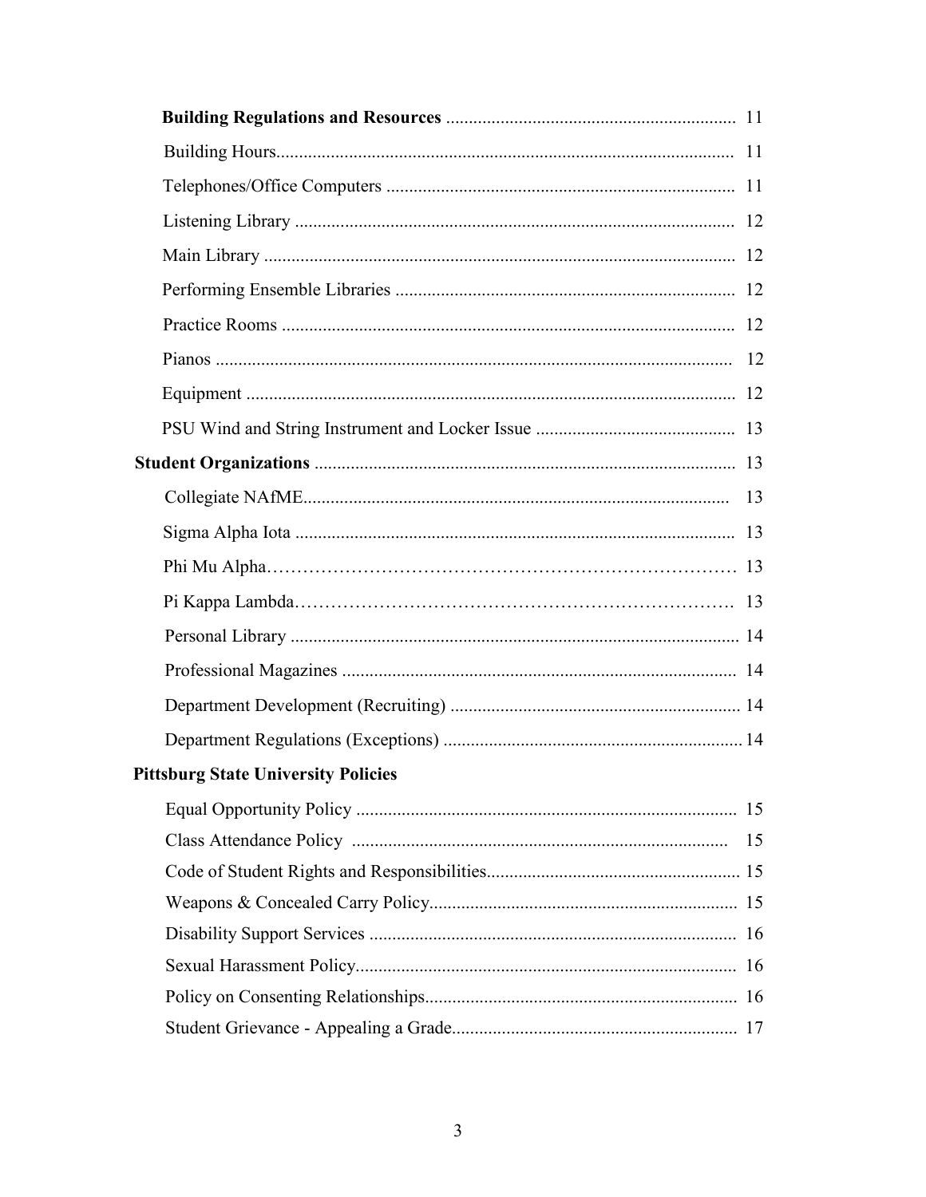**Building Regulations and Resources** ........ 11

- Building Hours ........ 11
- Telephones/Office Computers ........ 11
- Listening Library ........ 12
- Main Library ........ 12
- Performing Ensemble Libraries ........ 12
- Practice Rooms ........ 12
- Pianos ........ 12
- Equipment ........ 12
- PSU Wind and String Instrument and Locker Issue ........ 13

**Student Organizations** ........ 13

- Collegiate NAfME ........ 13
- Sigma Alpha Iota ........ 13
- Phi Mu Alpha ........ 13
- Pi Kappa Lambda ........ 13
- Personal Library ........ 14
- Professional Magazines ........ 14
- Department Development (Recruiting) ........ 14
- Department Regulations (Exceptions) ........ 14

**Pittsburg State University Policies**

- Equal Opportunity Policy ........ 15
- Class Attendance Policy ........ 15
- Code of Student Rights and Responsibilities ........ 15
- Weapons & Concealed Carry Policy ........ 15
- Disability Support Services ........ 16
- Sexual Harassment Policy ........ 16
- Policy on Consenting Relationships ........ 16
- Student Grievance - Appealing a Grade ........ 17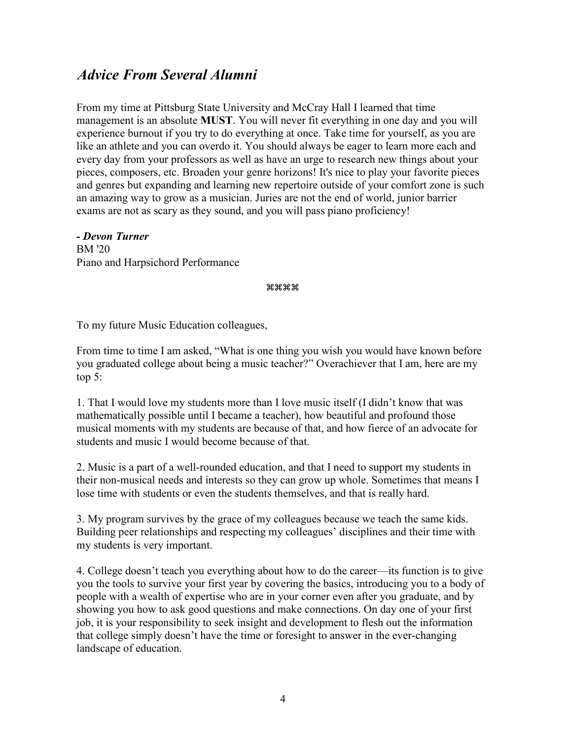## *Advice From Several Alumni*

From my time at Pittsburg State University and McCray Hall I learned that time management is an absolute **MUST**. You will never fit everything in one day and you will experience burnout if you try to do everything at once. Take time for yourself, as you are like an athlete and you can overdo it. You should always be eager to learn more each and every day from your professors as well as have an urge to research new things about your pieces, composers, etc. Broaden your genre horizons! It's nice to play your favorite pieces and genres but expanding and learning new repertoire outside of your comfort zone is such an amazing way to grow as a musician. Juries are not the end of world, junior barrier exams are not as scary as they sound, and you will pass piano proficiency!

***- Devon Turner***
BM '20
Piano and Harpsichord Performance

⌘⌘⌘⌘

To my future Music Education colleagues,

From time to time I am asked, "What is one thing you wish you would have known before you graduated college about being a music teacher?" Overachiever that I am, here are my top 5:

1. That I would love my students more than I love music itself (I didn't know that was mathematically possible until I became a teacher), how beautiful and profound those musical moments with my students are because of that, and how fierce of an advocate for students and music I would become because of that.

2. Music is a part of a well-rounded education, and that I need to support my students in their non-musical needs and interests so they can grow up whole. Sometimes that means I lose time with students or even the students themselves, and that is really hard.

3. My program survives by the grace of my colleagues because we teach the same kids. Building peer relationships and respecting my colleagues' disciplines and their time with my students is very important.

4. College doesn't teach you everything about how to do the career—its function is to give you the tools to survive your first year by covering the basics, introducing you to a body of people with a wealth of expertise who are in your corner even after you graduate, and by showing you how to ask good questions and make connections. On day one of your first job, it is your responsibility to seek insight and development to flesh out the information that college simply doesn't have the time or foresight to answer in the ever-changing landscape of education.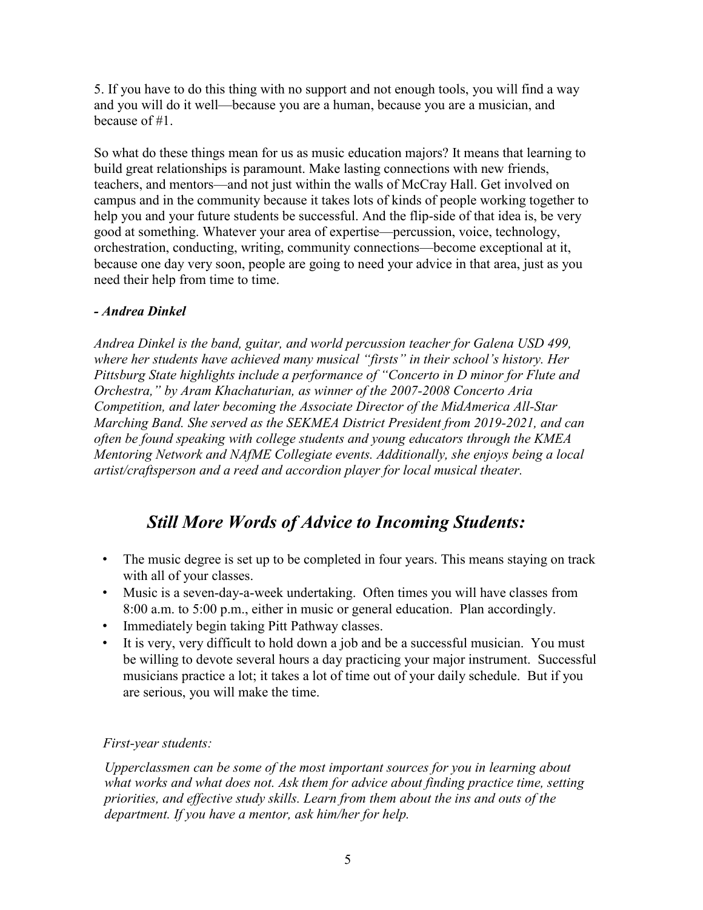5. If you have to do this thing with no support and not enough tools, you will find a way and you will do it well—because you are a human, because you are a musician, and because of #1.

So what do these things mean for us as music education majors? It means that learning to build great relationships is paramount. Make lasting connections with new friends, teachers, and mentors—and not just within the walls of McCray Hall. Get involved on campus and in the community because it takes lots of kinds of people working together to help you and your future students be successful. And the flip-side of that idea is, be very good at something. Whatever your area of expertise—percussion, voice, technology, orchestration, conducting, writing, community connections—become exceptional at it, because one day very soon, people are going to need your advice in that area, just as you need their help from time to time.

***- Andrea Dinkel***

*Andrea Dinkel is the band, guitar, and world percussion teacher for Galena USD 499, where her students have achieved many musical "firsts" in their school's history. Her Pittsburg State highlights include a performance of "Concerto in D minor for Flute and Orchestra," by Aram Khachaturian, as winner of the 2007-2008 Concerto Aria Competition, and later becoming the Associate Director of the MidAmerica All-Star Marching Band. She served as the SEKMEA District President from 2019-2021, and can often be found speaking with college students and young educators through the KMEA Mentoring Network and NAfME Collegiate events. Additionally, she enjoys being a local artist/craftsperson and a reed and accordion player for local musical theater.*

## *Still More Words of Advice to Incoming Students:*

- The music degree is set up to be completed in four years. This means staying on track with all of your classes.
- Music is a seven-day-a-week undertaking. Often times you will have classes from 8:00 a.m. to 5:00 p.m., either in music or general education. Plan accordingly.
- Immediately begin taking Pitt Pathway classes.
- It is very, very difficult to hold down a job and be a successful musician. You must be willing to devote several hours a day practicing your major instrument. Successful musicians practice a lot; it takes a lot of time out of your daily schedule. But if you are serious, you will make the time.

*First-year students:*

*Upperclassmen can be some of the most important sources for you in learning about what works and what does not. Ask them for advice about finding practice time, setting priorities, and effective study skills. Learn from them about the ins and outs of the department. If you have a mentor, ask him/her for help.*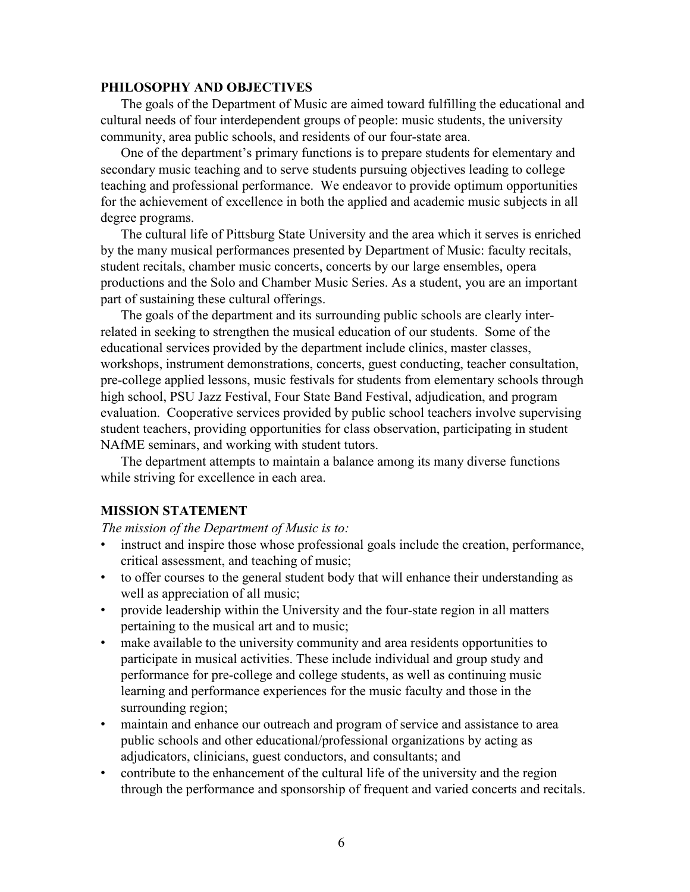## PHILOSOPHY AND OBJECTIVES

The goals of the Department of Music are aimed toward fulfilling the educational and cultural needs of four interdependent groups of people: music students, the university community, area public schools, and residents of our four-state area.

One of the department's primary functions is to prepare students for elementary and secondary music teaching and to serve students pursuing objectives leading to college teaching and professional performance. We endeavor to provide optimum opportunities for the achievement of excellence in both the applied and academic music subjects in all degree programs.

The cultural life of Pittsburg State University and the area which it serves is enriched by the many musical performances presented by Department of Music: faculty recitals, student recitals, chamber music concerts, concerts by our large ensembles, opera productions and the Solo and Chamber Music Series. As a student, you are an important part of sustaining these cultural offerings.

The goals of the department and its surrounding public schools are clearly inter-related in seeking to strengthen the musical education of our students. Some of the educational services provided by the department include clinics, master classes, workshops, instrument demonstrations, concerts, guest conducting, teacher consultation, pre-college applied lessons, music festivals for students from elementary schools through high school, PSU Jazz Festival, Four State Band Festival, adjudication, and program evaluation. Cooperative services provided by public school teachers involve supervising student teachers, providing opportunities for class observation, participating in student NAfME seminars, and working with student tutors.

The department attempts to maintain a balance among its many diverse functions while striving for excellence in each area.

## MISSION STATEMENT

*The mission of the Department of Music is to:*

- instruct and inspire those whose professional goals include the creation, performance, critical assessment, and teaching of music;
- to offer courses to the general student body that will enhance their understanding as well as appreciation of all music;
- provide leadership within the University and the four-state region in all matters pertaining to the musical art and to music;
- make available to the university community and area residents opportunities to participate in musical activities. These include individual and group study and performance for pre-college and college students, as well as continuing music learning and performance experiences for the music faculty and those in the surrounding region;
- maintain and enhance our outreach and program of service and assistance to area public schools and other educational/professional organizations by acting as adjudicators, clinicians, guest conductors, and consultants; and
- contribute to the enhancement of the cultural life of the university and the region through the performance and sponsorship of frequent and varied concerts and recitals.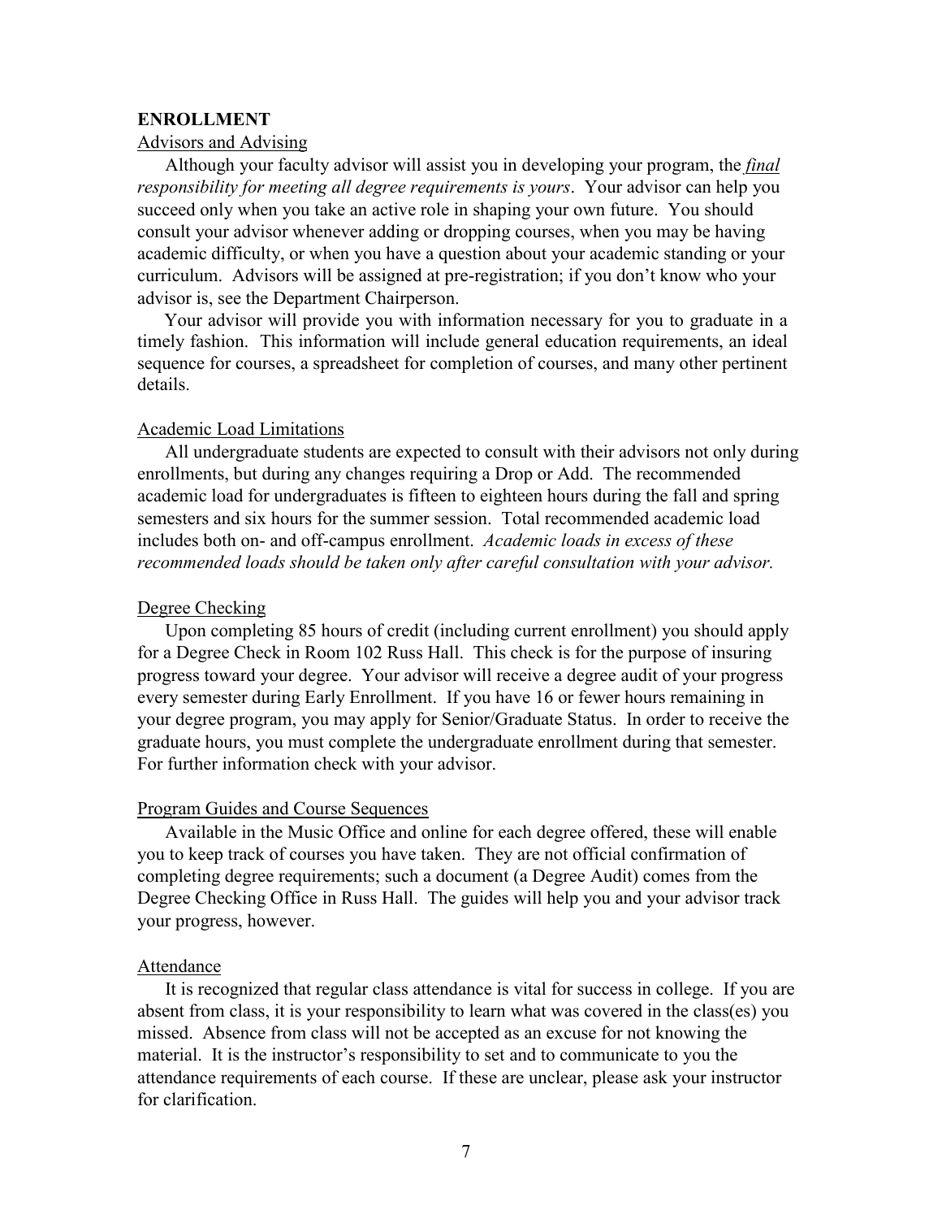## ENROLLMENT

### Advisors and Advising

Although your faculty advisor will assist you in developing your program, the ***final*** *responsibility for meeting all degree requirements is yours*. Your advisor can help you succeed only when you take an active role in shaping your own future. You should consult your advisor whenever adding or dropping courses, when you may be having academic difficulty, or when you have a question about your academic standing or your curriculum. Advisors will be assigned at pre-registration; if you don't know who your advisor is, see the Department Chairperson.

Your advisor will provide you with information necessary for you to graduate in a timely fashion. This information will include general education requirements, an ideal sequence for courses, a spreadsheet for completion of courses, and many other pertinent details.

### Academic Load Limitations

All undergraduate students are expected to consult with their advisors not only during enrollments, but during any changes requiring a Drop or Add. The recommended academic load for undergraduates is fifteen to eighteen hours during the fall and spring semesters and six hours for the summer session. Total recommended academic load includes both on- and off-campus enrollment. *Academic loads in excess of these recommended loads should be taken only after careful consultation with your advisor.*

### Degree Checking

Upon completing 85 hours of credit (including current enrollment) you should apply for a Degree Check in Room 102 Russ Hall. This check is for the purpose of insuring progress toward your degree. Your advisor will receive a degree audit of your progress every semester during Early Enrollment. If you have 16 or fewer hours remaining in your degree program, you may apply for Senior/Graduate Status. In order to receive the graduate hours, you must complete the undergraduate enrollment during that semester. For further information check with your advisor.

### Program Guides and Course Sequences

Available in the Music Office and online for each degree offered, these will enable you to keep track of courses you have taken. They are not official confirmation of completing degree requirements; such a document (a Degree Audit) comes from the Degree Checking Office in Russ Hall. The guides will help you and your advisor track your progress, however.

### Attendance

It is recognized that regular class attendance is vital for success in college. If you are absent from class, it is your responsibility to learn what was covered in the class(es) you missed. Absence from class will not be accepted as an excuse for not knowing the material. It is the instructor's responsibility to set and to communicate to you the attendance requirements of each course. If these are unclear, please ask your instructor for clarification.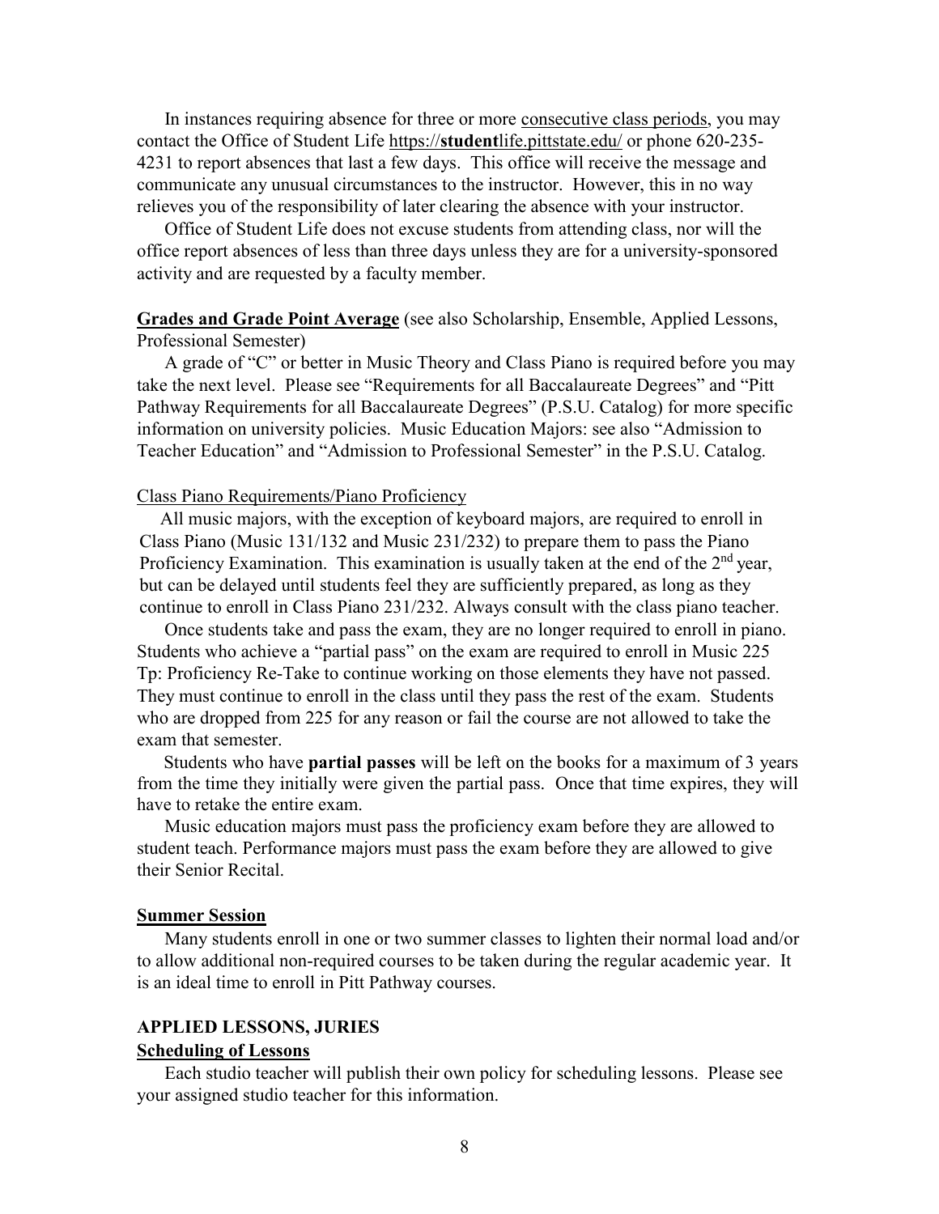In instances requiring absence for three or more consecutive class periods, you may contact the Office of Student Life https://**student**life.pittstate.edu/ or phone 620-235-4231 to report absences that last a few days. This office will receive the message and communicate any unusual circumstances to the instructor. However, this in no way relieves you of the responsibility of later clearing the absence with your instructor.

Office of Student Life does not excuse students from attending class, nor will the office report absences of less than three days unless they are for a university-sponsored activity and are requested by a faculty member.

**Grades and Grade Point Average** (see also Scholarship, Ensemble, Applied Lessons, Professional Semester)

A grade of "C" or better in Music Theory and Class Piano is required before you may take the next level. Please see "Requirements for all Baccalaureate Degrees" and "Pitt Pathway Requirements for all Baccalaureate Degrees" (P.S.U. Catalog) for more specific information on university policies. Music Education Majors: see also "Admission to Teacher Education" and "Admission to Professional Semester" in the P.S.U. Catalog.

Class Piano Requirements/Piano Proficiency

All music majors, with the exception of keyboard majors, are required to enroll in Class Piano (Music 131/132 and Music 231/232) to prepare them to pass the Piano Proficiency Examination. This examination is usually taken at the end of the 2nd year, but can be delayed until students feel they are sufficiently prepared, as long as they continue to enroll in Class Piano 231/232. Always consult with the class piano teacher.

Once students take and pass the exam, they are no longer required to enroll in piano. Students who achieve a "partial pass" on the exam are required to enroll in Music 225 Tp: Proficiency Re-Take to continue working on those elements they have not passed. They must continue to enroll in the class until they pass the rest of the exam. Students who are dropped from 225 for any reason or fail the course are not allowed to take the exam that semester.

Students who have **partial passes** will be left on the books for a maximum of 3 years from the time they initially were given the partial pass. Once that time expires, they will have to retake the entire exam.

Music education majors must pass the proficiency exam before they are allowed to student teach. Performance majors must pass the exam before they are allowed to give their Senior Recital.

**Summer Session**

Many students enroll in one or two summer classes to lighten their normal load and/or to allow additional non-required courses to be taken during the regular academic year. It is an ideal time to enroll in Pitt Pathway courses.

## APPLIED LESSONS, JURIES

**Scheduling of Lessons**

Each studio teacher will publish their own policy for scheduling lessons. Please see your assigned studio teacher for this information.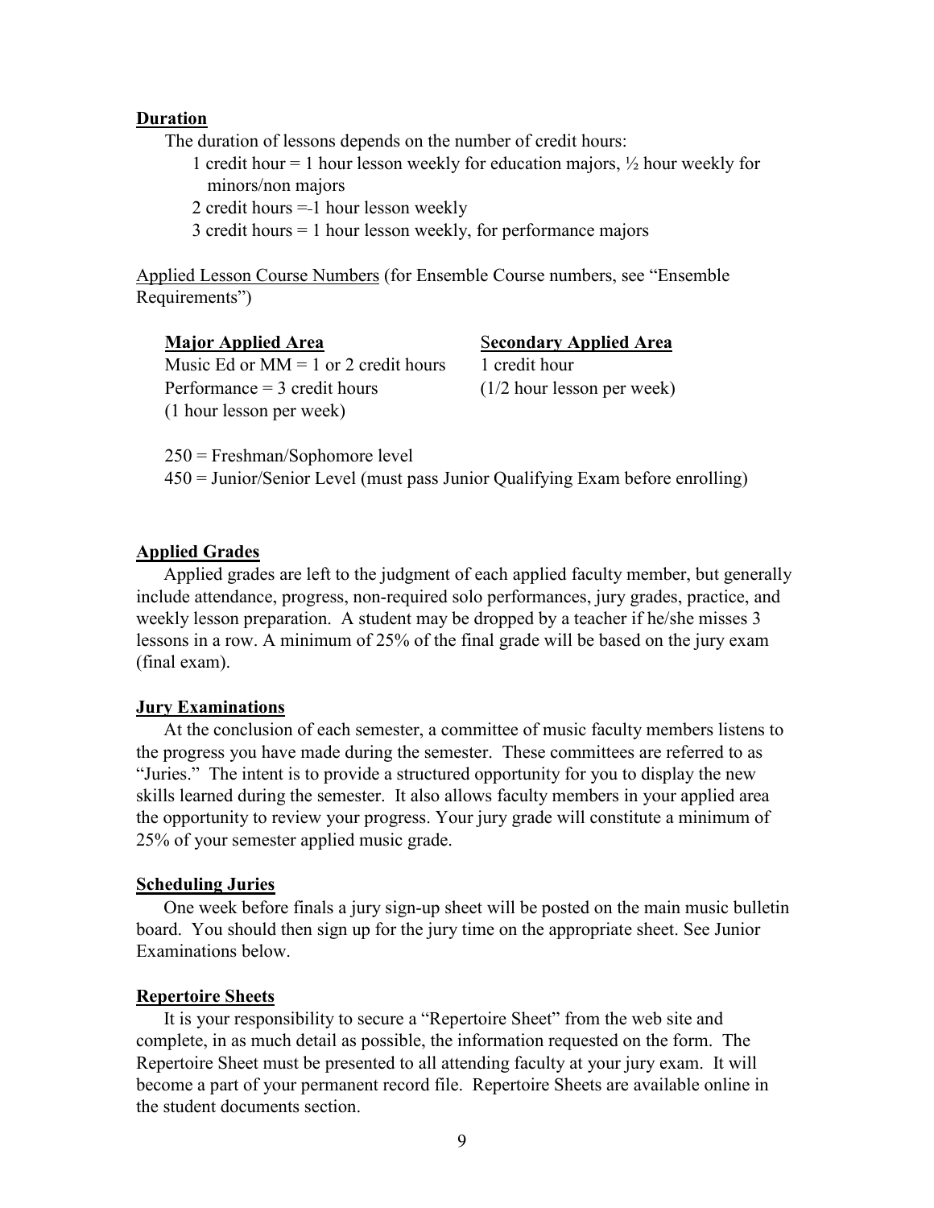**Duration**

The duration of lessons depends on the number of credit hours:

- 1 credit hour = 1 hour lesson weekly for education majors, ½ hour weekly for minors/non majors
- 2 credit hours = 1 hour lesson weekly
- 3 credit hours = 1 hour lesson weekly, for performance majors

Applied Lesson Course Numbers (for Ensemble Course numbers, see "Ensemble Requirements")

| **Major Applied Area** | **Secondary Applied Area** |
|---|---|
| Music Ed or MM = 1 or 2 credit hours | 1 credit hour |
| Performance = 3 credit hours | (1/2 hour lesson per week) |
| (1 hour lesson per week) | |

250 = Freshman/Sophomore level

450 = Junior/Senior Level (must pass Junior Qualifying Exam before enrolling)

**Applied Grades**

Applied grades are left to the judgment of each applied faculty member, but generally include attendance, progress, non-required solo performances, jury grades, practice, and weekly lesson preparation. A student may be dropped by a teacher if he/she misses 3 lessons in a row. A minimum of 25% of the final grade will be based on the jury exam (final exam).

**Jury Examinations**

At the conclusion of each semester, a committee of music faculty members listens to the progress you have made during the semester. These committees are referred to as "Juries." The intent is to provide a structured opportunity for you to display the new skills learned during the semester. It also allows faculty members in your applied area the opportunity to review your progress. Your jury grade will constitute a minimum of 25% of your semester applied music grade.

**Scheduling Juries**

One week before finals a jury sign-up sheet will be posted on the main music bulletin board. You should then sign up for the jury time on the appropriate sheet. See Junior Examinations below.

**Repertoire Sheets**

It is your responsibility to secure a "Repertoire Sheet" from the web site and complete, in as much detail as possible, the information requested on the form. The Repertoire Sheet must be presented to all attending faculty at your jury exam. It will become a part of your permanent record file. Repertoire Sheets are available online in the student documents section.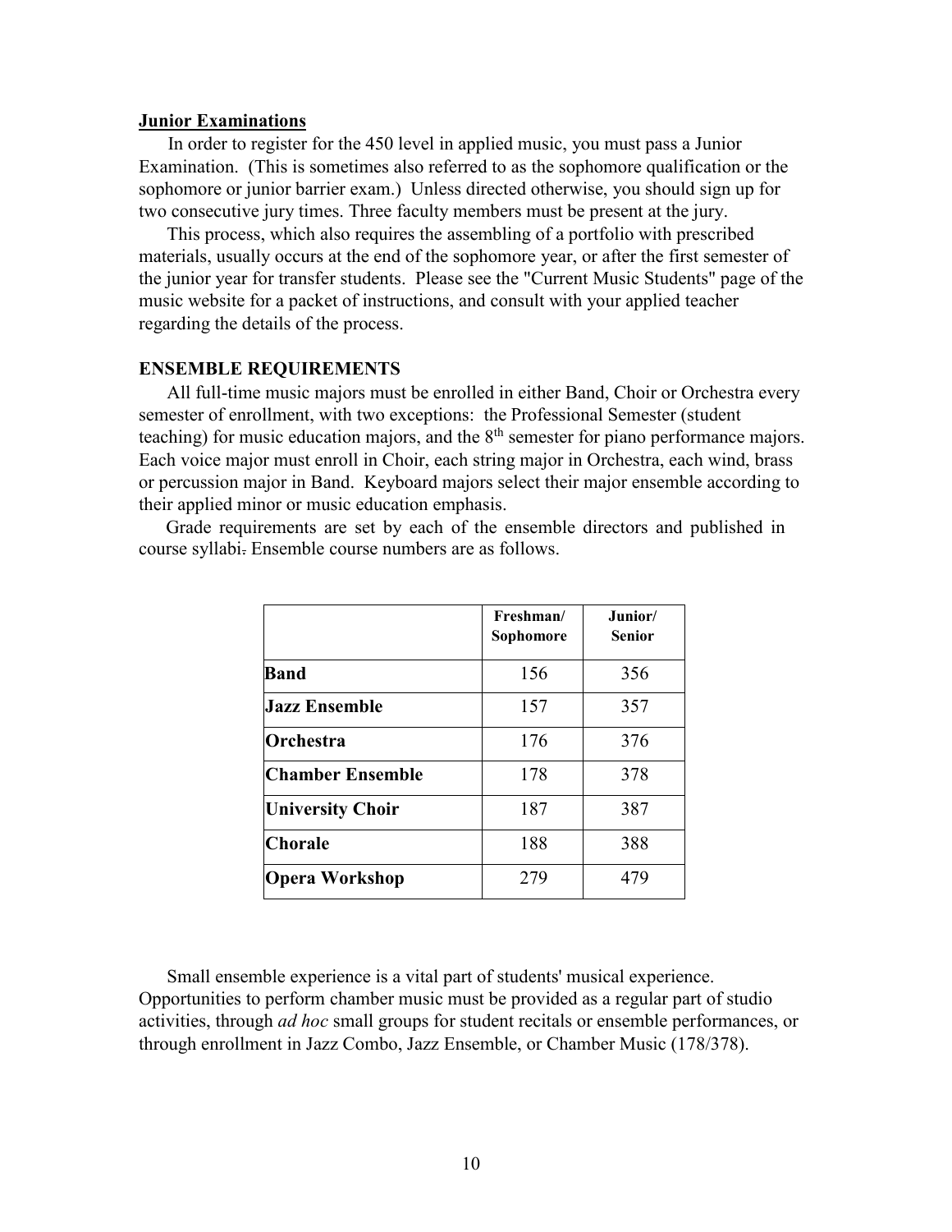**Junior Examinations**

In order to register for the 450 level in applied music, you must pass a Junior Examination. (This is sometimes also referred to as the sophomore qualification or the sophomore or junior barrier exam.) Unless directed otherwise, you should sign up for two consecutive jury times. Three faculty members must be present at the jury.

This process, which also requires the assembling of a portfolio with prescribed materials, usually occurs at the end of the sophomore year, or after the first semester of the junior year for transfer students. Please see the "Current Music Students" page of the music website for a packet of instructions, and consult with your applied teacher regarding the details of the process.

**ENSEMBLE REQUIREMENTS**

All full-time music majors must be enrolled in either Band, Choir or Orchestra every semester of enrollment, with two exceptions: the Professional Semester (student teaching) for music education majors, and the 8th semester for piano performance majors. Each voice major must enroll in Choir, each string major in Orchestra, each wind, brass or percussion major in Band. Keyboard majors select their major ensemble according to their applied minor or music education emphasis.

Grade requirements are set by each of the ensemble directors and published in course syllabi. Ensemble course numbers are as follows.

| | Freshman/ Sophomore | Junior/ Senior |
|---|---|---|
| **Band** | 156 | 356 |
| **Jazz Ensemble** | 157 | 357 |
| **Orchestra** | 176 | 376 |
| **Chamber Ensemble** | 178 | 378 |
| **University Choir** | 187 | 387 |
| **Chorale** | 188 | 388 |
| **Opera Workshop** | 279 | 479 |

Small ensemble experience is a vital part of students' musical experience. Opportunities to perform chamber music must be provided as a regular part of studio activities, through *ad hoc* small groups for student recitals or ensemble performances, or through enrollment in Jazz Combo, Jazz Ensemble, or Chamber Music (178/378).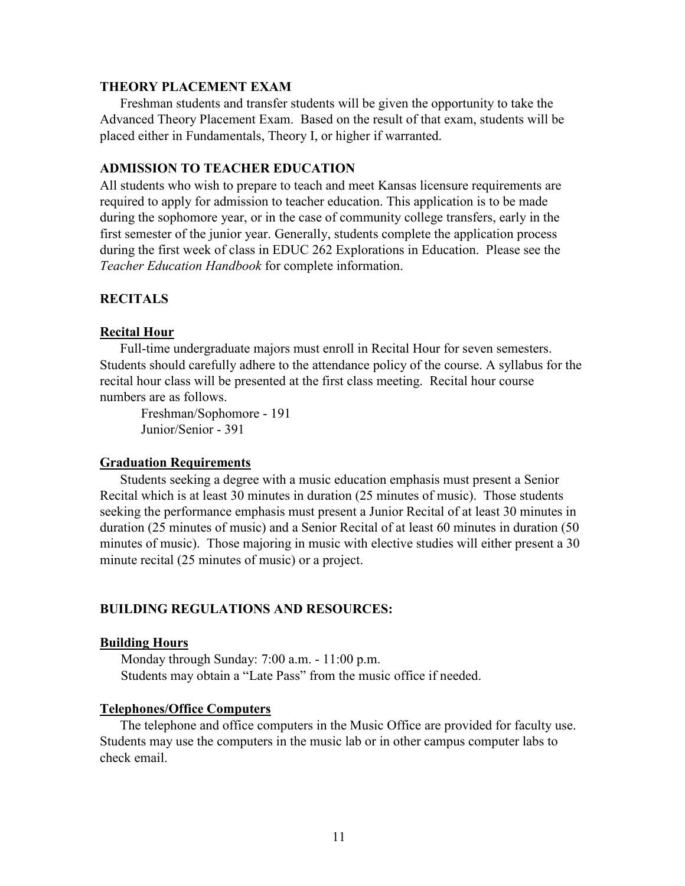## THEORY PLACEMENT EXAM

Freshman students and transfer students will be given the opportunity to take the Advanced Theory Placement Exam. Based on the result of that exam, students will be placed either in Fundamentals, Theory I, or higher if warranted.

## ADMISSION TO TEACHER EDUCATION

All students who wish to prepare to teach and meet Kansas licensure requirements are required to apply for admission to teacher education. This application is to be made during the sophomore year, or in the case of community college transfers, early in the first semester of the junior year. Generally, students complete the application process during the first week of class in EDUC 262 Explorations in Education. Please see the *Teacher Education Handbook* for complete information.

## RECITALS

### Recital Hour

Full-time undergraduate majors must enroll in Recital Hour for seven semesters. Students should carefully adhere to the attendance policy of the course. A syllabus for the recital hour class will be presented at the first class meeting. Recital hour course numbers are as follows.

Freshman/Sophomore - 191
Junior/Senior - 391

### Graduation Requirements

Students seeking a degree with a music education emphasis must present a Senior Recital which is at least 30 minutes in duration (25 minutes of music). Those students seeking the performance emphasis must present a Junior Recital of at least 30 minutes in duration (25 minutes of music) and a Senior Recital of at least 60 minutes in duration (50 minutes of music). Those majoring in music with elective studies will either present a 30 minute recital (25 minutes of music) or a project.

## BUILDING REGULATIONS AND RESOURCES:

### Building Hours

Monday through Sunday: 7:00 a.m. - 11:00 p.m.
Students may obtain a "Late Pass" from the music office if needed.

### Telephones/Office Computers

The telephone and office computers in the Music Office are provided for faculty use. Students may use the computers in the music lab or in other campus computer labs to check email.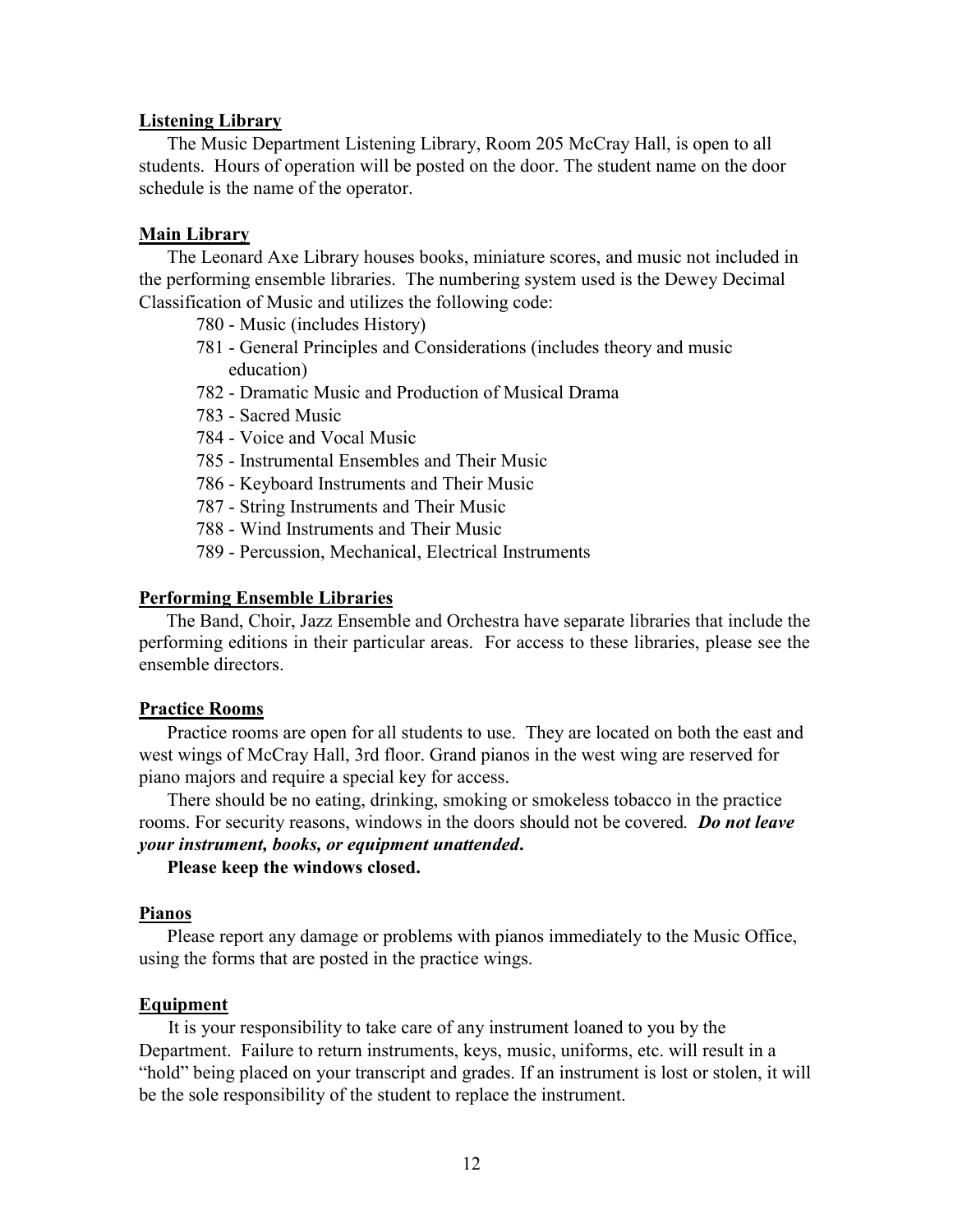## Listening Library

The Music Department Listening Library, Room 205 McCray Hall, is open to all students. Hours of operation will be posted on the door. The student name on the door schedule is the name of the operator.

## Main Library

The Leonard Axe Library houses books, miniature scores, and music not included in the performing ensemble libraries. The numbering system used is the Dewey Decimal Classification of Music and utilizes the following code:

- 780 - Music (includes History)
- 781 - General Principles and Considerations (includes theory and music education)
- 782 - Dramatic Music and Production of Musical Drama
- 783 - Sacred Music
- 784 - Voice and Vocal Music
- 785 - Instrumental Ensembles and Their Music
- 786 - Keyboard Instruments and Their Music
- 787 - String Instruments and Their Music
- 788 - Wind Instruments and Their Music
- 789 - Percussion, Mechanical, Electrical Instruments

## Performing Ensemble Libraries

The Band, Choir, Jazz Ensemble and Orchestra have separate libraries that include the performing editions in their particular areas. For access to these libraries, please see the ensemble directors.

## Practice Rooms

Practice rooms are open for all students to use. They are located on both the east and west wings of McCray Hall, 3rd floor. Grand pianos in the west wing are reserved for piano majors and require a special key for access.

There should be no eating, drinking, smoking or smokeless tobacco in the practice rooms. For security reasons, windows in the doors should not be covered. ***Do not leave your instrument, books, or equipment unattended*.**

**Please keep the windows closed.**

## Pianos

Please report any damage or problems with pianos immediately to the Music Office, using the forms that are posted in the practice wings.

## Equipment

It is your responsibility to take care of any instrument loaned to you by the Department. Failure to return instruments, keys, music, uniforms, etc. will result in a "hold" being placed on your transcript and grades. If an instrument is lost or stolen, it will be the sole responsibility of the student to replace the instrument.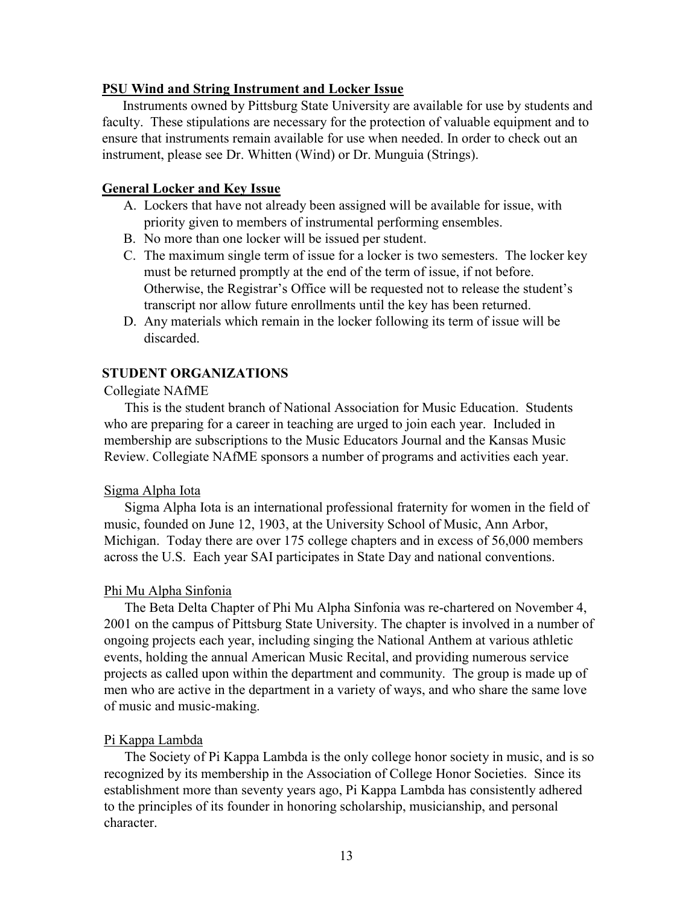**PSU Wind and String Instrument and Locker Issue**

Instruments owned by Pittsburg State University are available for use by students and faculty. These stipulations are necessary for the protection of valuable equipment and to ensure that instruments remain available for use when needed. In order to check out an instrument, please see Dr. Whitten (Wind) or Dr. Munguia (Strings).

**General Locker and Key Issue**

A. Lockers that have not already been assigned will be available for issue, with priority given to members of instrumental performing ensembles.
B. No more than one locker will be issued per student.
C. The maximum single term of issue for a locker is two semesters. The locker key must be returned promptly at the end of the term of issue, if not before. Otherwise, the Registrar's Office will be requested not to release the student's transcript nor allow future enrollments until the key has been returned.
D. Any materials which remain in the locker following its term of issue will be discarded.

## STUDENT ORGANIZATIONS

Collegiate NAfME

This is the student branch of National Association for Music Education. Students who are preparing for a career in teaching are urged to join each year. Included in membership are subscriptions to the Music Educators Journal and the Kansas Music Review. Collegiate NAfME sponsors a number of programs and activities each year.

Sigma Alpha Iota

Sigma Alpha Iota is an international professional fraternity for women in the field of music, founded on June 12, 1903, at the University School of Music, Ann Arbor, Michigan. Today there are over 175 college chapters and in excess of 56,000 members across the U.S. Each year SAI participates in State Day and national conventions.

Phi Mu Alpha Sinfonia

The Beta Delta Chapter of Phi Mu Alpha Sinfonia was re-chartered on November 4, 2001 on the campus of Pittsburg State University. The chapter is involved in a number of ongoing projects each year, including singing the National Anthem at various athletic events, holding the annual American Music Recital, and providing numerous service projects as called upon within the department and community. The group is made up of men who are active in the department in a variety of ways, and who share the same love of music and music-making.

Pi Kappa Lambda

The Society of Pi Kappa Lambda is the only college honor society in music, and is so recognized by its membership in the Association of College Honor Societies. Since its establishment more than seventy years ago, Pi Kappa Lambda has consistently adhered to the principles of its founder in honoring scholarship, musicianship, and personal character.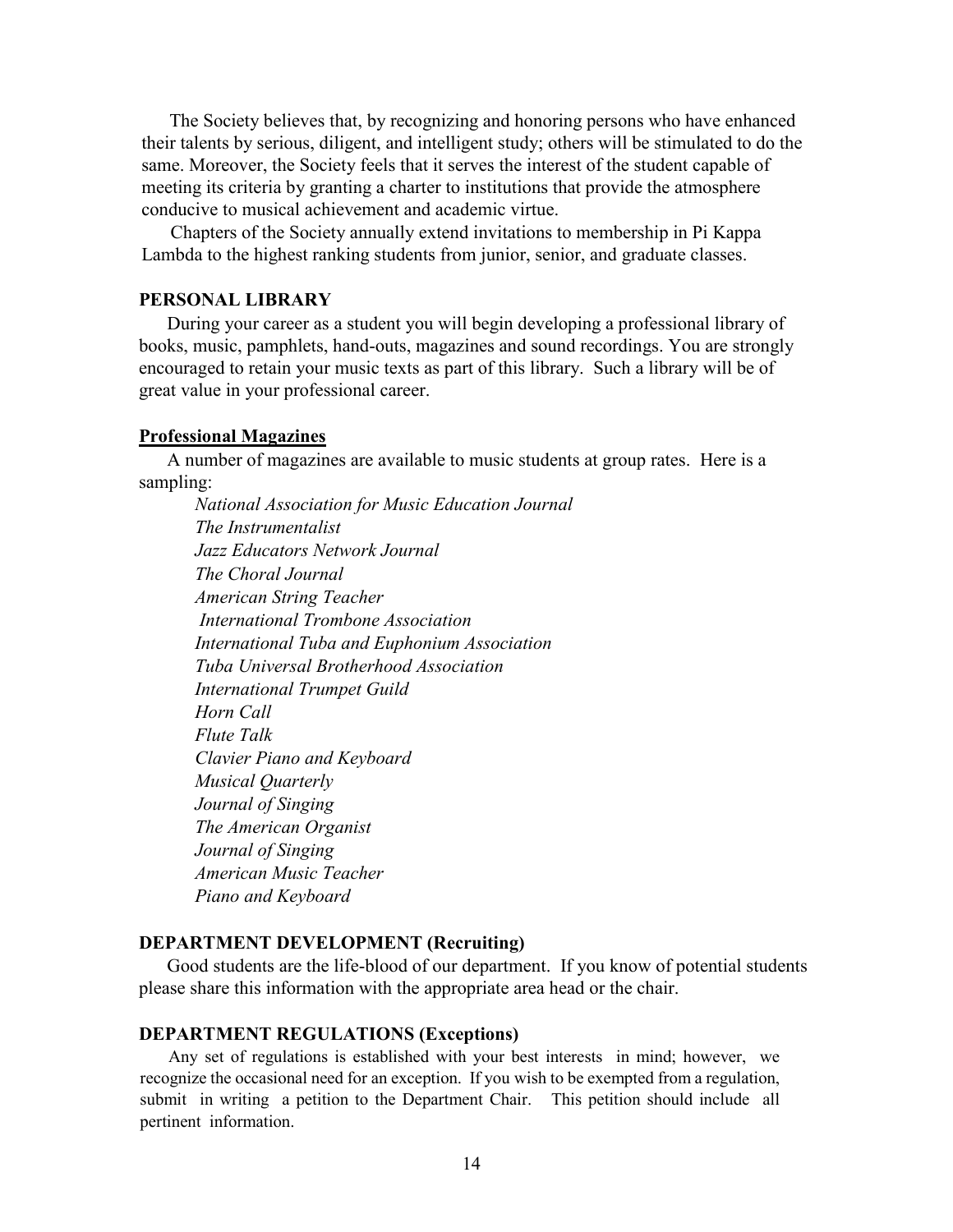The Society believes that, by recognizing and honoring persons who have enhanced their talents by serious, diligent, and intelligent study; others will be stimulated to do the same. Moreover, the Society feels that it serves the interest of the student capable of meeting its criteria by granting a charter to institutions that provide the atmosphere conducive to musical achievement and academic virtue.

Chapters of the Society annually extend invitations to membership in Pi Kappa Lambda to the highest ranking students from junior, senior, and graduate classes.

## PERSONAL LIBRARY

During your career as a student you will begin developing a professional library of books, music, pamphlets, hand-outs, magazines and sound recordings. You are strongly encouraged to retain your music texts as part of this library. Such a library will be of great value in your professional career.

### Professional Magazines

A number of magazines are available to music students at group rates. Here is a sampling:

*National Association for Music Education Journal*
*The Instrumentalist*
*Jazz Educators Network Journal*
*The Choral Journal*
*American String Teacher*
*International Trombone Association*
*International Tuba and Euphonium Association*
*Tuba Universal Brotherhood Association*
*International Trumpet Guild*
*Horn Call*
*Flute Talk*
*Clavier Piano and Keyboard*
*Musical Quarterly*
*Journal of Singing*
*The American Organist*
*Journal of Singing*
*American Music Teacher*
*Piano and Keyboard*

## DEPARTMENT DEVELOPMENT (Recruiting)

Good students are the life-blood of our department. If you know of potential students please share this information with the appropriate area head or the chair.

## DEPARTMENT REGULATIONS (Exceptions)

Any set of regulations is established with your best interests in mind; however, we recognize the occasional need for an exception. If you wish to be exempted from a regulation, submit in writing a petition to the Department Chair. This petition should include all pertinent information.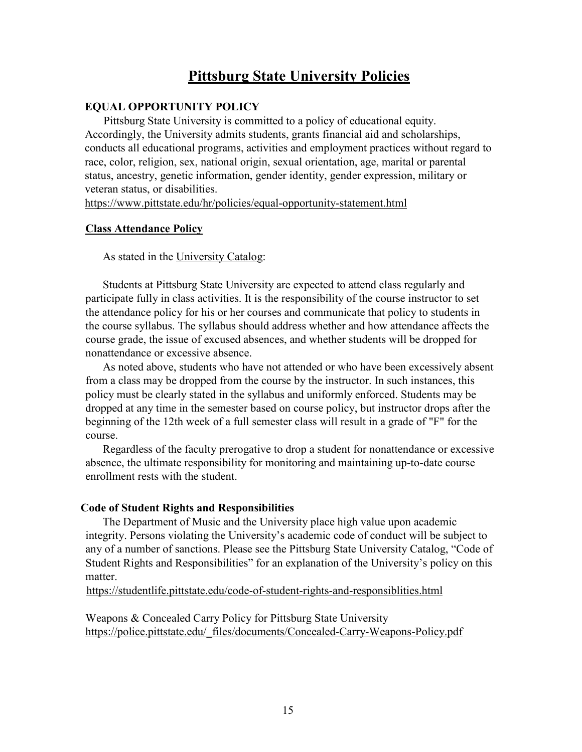# Pittsburg State University Policies

## EQUAL OPPORTUNITY POLICY

Pittsburg State University is committed to a policy of educational equity. Accordingly, the University admits students, grants financial aid and scholarships, conducts all educational programs, activities and employment practices without regard to race, color, religion, sex, national origin, sexual orientation, age, marital or parental status, ancestry, genetic information, gender identity, gender expression, military or veteran status, or disabilities.

https://www.pittstate.edu/hr/policies/equal-opportunity-statement.html

## Class Attendance Policy

As stated in the University Catalog:

Students at Pittsburg State University are expected to attend class regularly and participate fully in class activities. It is the responsibility of the course instructor to set the attendance policy for his or her courses and communicate that policy to students in the course syllabus. The syllabus should address whether and how attendance affects the course grade, the issue of excused absences, and whether students will be dropped for nonattendance or excessive absence.

As noted above, students who have not attended or who have been excessively absent from a class may be dropped from the course by the instructor. In such instances, this policy must be clearly stated in the syllabus and uniformly enforced. Students may be dropped at any time in the semester based on course policy, but instructor drops after the beginning of the 12th week of a full semester class will result in a grade of "F" for the course.

Regardless of the faculty prerogative to drop a student for nonattendance or excessive absence, the ultimate responsibility for monitoring and maintaining up-to-date course enrollment rests with the student.

## Code of Student Rights and Responsibilities

The Department of Music and the University place high value upon academic integrity. Persons violating the University's academic code of conduct will be subject to any of a number of sanctions. Please see the Pittsburg State University Catalog, "Code of Student Rights and Responsibilities" for an explanation of the University's policy on this matter.

https://studentlife.pittstate.edu/code-of-student-rights-and-responsiblities.html

Weapons & Concealed Carry Policy for Pittsburg State University
https://police.pittstate.edu/_files/documents/Concealed-Carry-Weapons-Policy.pdf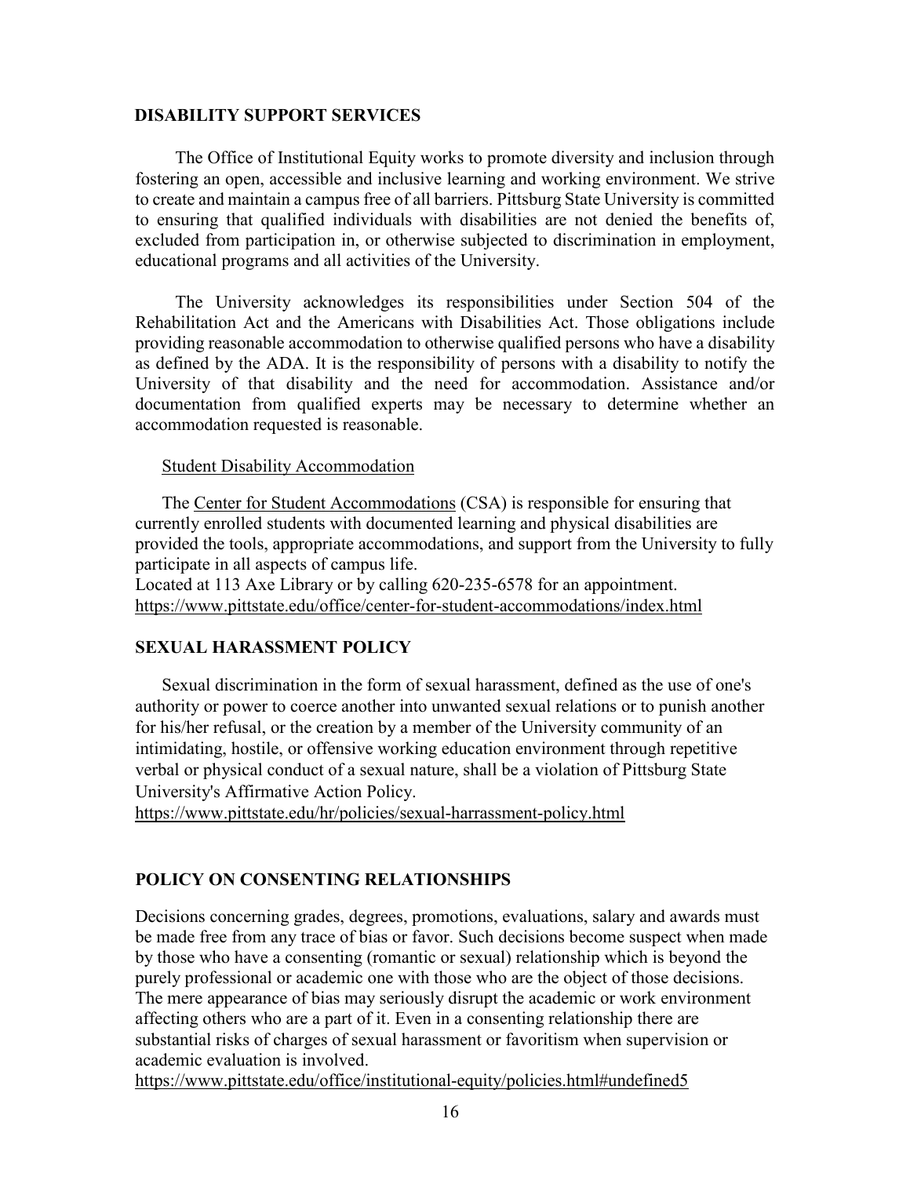## DISABILITY SUPPORT SERVICES

The Office of Institutional Equity works to promote diversity and inclusion through fostering an open, accessible and inclusive learning and working environment. We strive to create and maintain a campus free of all barriers. Pittsburg State University is committed to ensuring that qualified individuals with disabilities are not denied the benefits of, excluded from participation in, or otherwise subjected to discrimination in employment, educational programs and all activities of the University.

The University acknowledges its responsibilities under Section 504 of the Rehabilitation Act and the Americans with Disabilities Act. Those obligations include providing reasonable accommodation to otherwise qualified persons who have a disability as defined by the ADA. It is the responsibility of persons with a disability to notify the University of that disability and the need for accommodation. Assistance and/or documentation from qualified experts may be necessary to determine whether an accommodation requested is reasonable.

### Student Disability Accommodation

The Center for Student Accommodations (CSA) is responsible for ensuring that currently enrolled students with documented learning and physical disabilities are provided the tools, appropriate accommodations, and support from the University to fully participate in all aspects of campus life.
Located at 113 Axe Library or by calling 620-235-6578 for an appointment.
https://www.pittstate.edu/office/center-for-student-accommodations/index.html

## SEXUAL HARASSMENT POLICY

Sexual discrimination in the form of sexual harassment, defined as the use of one's authority or power to coerce another into unwanted sexual relations or to punish another for his/her refusal, or the creation by a member of the University community of an intimidating, hostile, or offensive working education environment through repetitive verbal or physical conduct of a sexual nature, shall be a violation of Pittsburg State University's Affirmative Action Policy.
https://www.pittstate.edu/hr/policies/sexual-harrassment-policy.html

## POLICY ON CONSENTING RELATIONSHIPS

Decisions concerning grades, degrees, promotions, evaluations, salary and awards must be made free from any trace of bias or favor. Such decisions become suspect when made by those who have a consenting (romantic or sexual) relationship which is beyond the purely professional or academic one with those who are the object of those decisions. The mere appearance of bias may seriously disrupt the academic or work environment affecting others who are a part of it. Even in a consenting relationship there are substantial risks of charges of sexual harassment or favoritism when supervision or academic evaluation is involved.
https://www.pittstate.edu/office/institutional-equity/policies.html#undefined5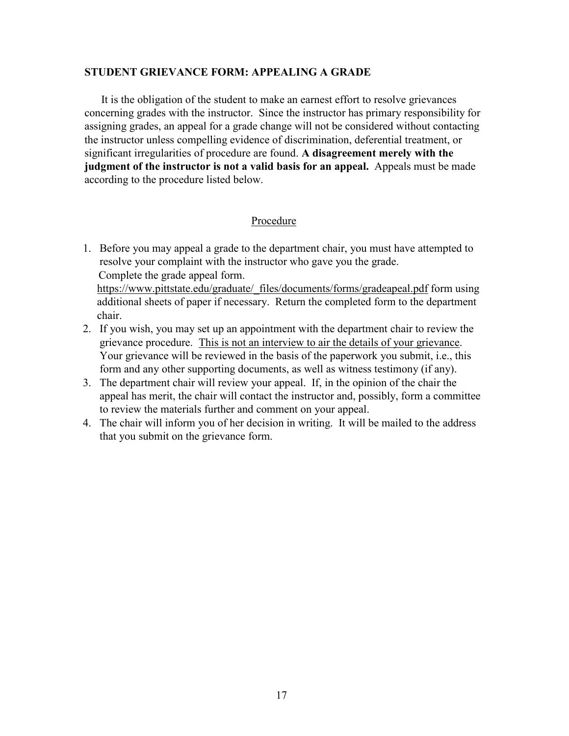**STUDENT GRIEVANCE FORM: APPEALING A GRADE**

It is the obligation of the student to make an earnest effort to resolve grievances concerning grades with the instructor. Since the instructor has primary responsibility for assigning grades, an appeal for a grade change will not be considered without contacting the instructor unless compelling evidence of discrimination, deferential treatment, or significant irregularities of procedure are found. **A disagreement merely with the judgment of the instructor is not a valid basis for an appeal.** Appeals must be made according to the procedure listed below.

Procedure

1. Before you may appeal a grade to the department chair, you must have attempted to resolve your complaint with the instructor who gave you the grade. Complete the grade appeal form. https://www.pittstate.edu/graduate/_files/documents/forms/gradeapeal.pdf form using additional sheets of paper if necessary. Return the completed form to the department chair.
2. If you wish, you may set up an appointment with the department chair to review the grievance procedure. This is not an interview to air the details of your grievance. Your grievance will be reviewed in the basis of the paperwork you submit, i.e., this form and any other supporting documents, as well as witness testimony (if any).
3. The department chair will review your appeal. If, in the opinion of the chair the appeal has merit, the chair will contact the instructor and, possibly, form a committee to review the materials further and comment on your appeal.
4. The chair will inform you of her decision in writing. It will be mailed to the address that you submit on the grievance form.